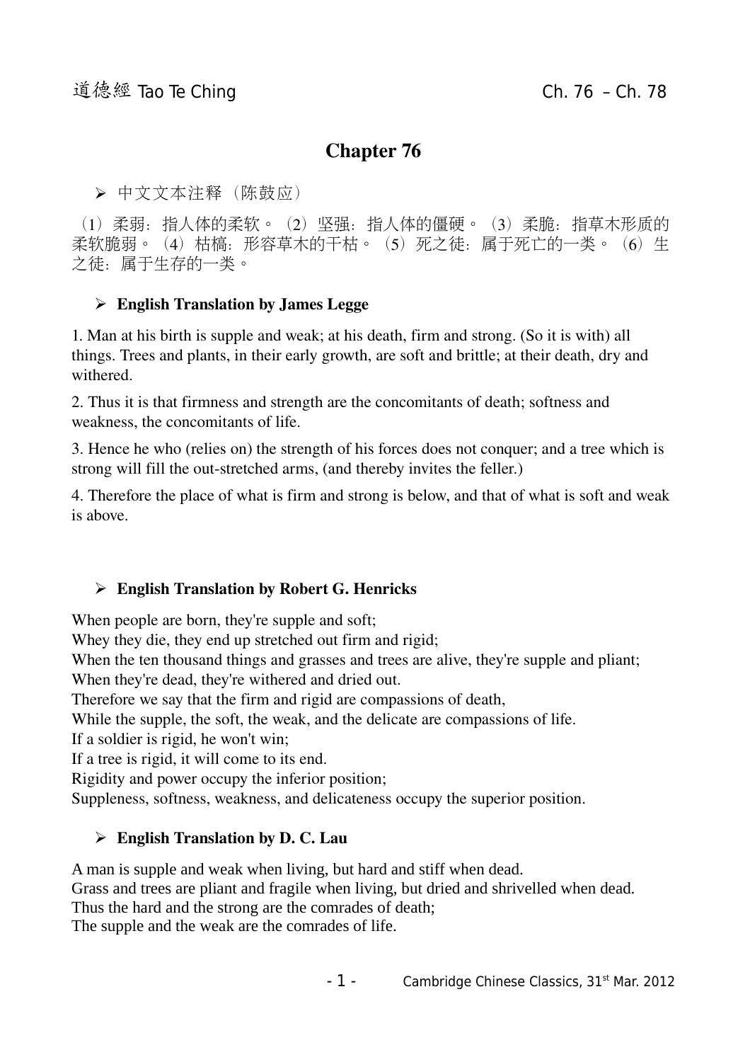# Chapter 76

- 中文文本注释（陈鼓应）

（1）柔弱：指人体的柔软。（2）坚强：指人体的僵硬。（3）柔脆：指草木形质的柔软脆弱。（4）枯槁：形容草木的干枯。（5）死之徒：属于死亡的一类。（6）生之徒：属于生存的一类。

- **English Translation by James Legge**

1. Man at his birth is supple and weak; at his death, firm and strong. (So it is with) all things. Trees and plants, in their early growth, are soft and brittle; at their death, dry and withered.

2. Thus it is that firmness and strength are the concomitants of death; softness and weakness, the concomitants of life.

3. Hence he who (relies on) the strength of his forces does not conquer; and a tree which is strong will fill the out-stretched arms, (and thereby invites the feller.)

4. Therefore the place of what is firm and strong is below, and that of what is soft and weak is above.

- **English Translation by Robert G. Henricks**

When people are born, they're supple and soft;
Whey they die, they end up stretched out firm and rigid;
When the ten thousand things and grasses and trees are alive, they're supple and pliant;
When they're dead, they're withered and dried out.
Therefore we say that the firm and rigid are compassions of death,
While the supple, the soft, the weak, and the delicate are compassions of life.
If a soldier is rigid, he won't win;
If a tree is rigid, it will come to its end.
Rigidity and power occupy the inferior position;
Suppleness, softness, weakness, and delicateness occupy the superior position.

- **English Translation by D. C. Lau**

A man is supple and weak when living, but hard and stiff when dead.
Grass and trees are pliant and fragile when living, but dried and shrivelled when dead.
Thus the hard and the strong are the comrades of death;
The supple and the weak are the comrades of life.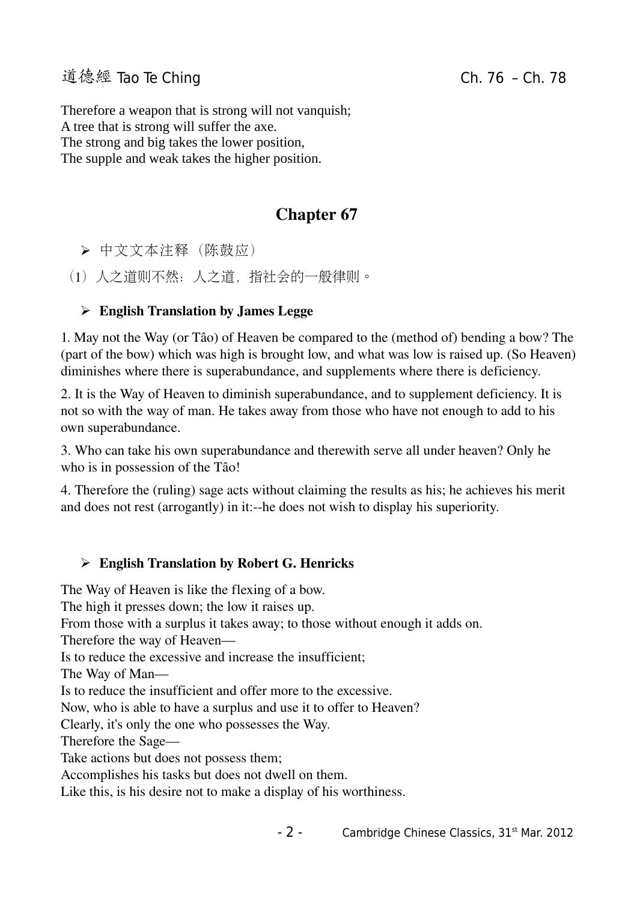Therefore a weapon that is strong will not vanquish;
A tree that is strong will suffer the axe.
The strong and big takes the lower position,
The supple and weak takes the higher position.

## Chapter 67

- 中文文本注释（陈鼓应）

（1）人之道则不然：人之道，指社会的一般律则。

- **English Translation by James Legge**

1. May not the Way (or Tâo) of Heaven be compared to the (method of) bending a bow? The (part of the bow) which was high is brought low, and what was low is raised up. (So Heaven) diminishes where there is superabundance, and supplements where there is deficiency.

2. It is the Way of Heaven to diminish superabundance, and to supplement deficiency. It is not so with the way of man. He takes away from those who have not enough to add to his own superabundance.

3. Who can take his own superabundance and therewith serve all under heaven? Only he who is in possession of the Tâo!

4. Therefore the (ruling) sage acts without claiming the results as his; he achieves his merit and does not rest (arrogantly) in it:--he does not wish to display his superiority.

- **English Translation by Robert G. Henricks**

The Way of Heaven is like the flexing of a bow.
The high it presses down; the low it raises up.
From those with a surplus it takes away; to those without enough it adds on.
Therefore the way of Heaven—
Is to reduce the excessive and increase the insufficient;
The Way of Man—
Is to reduce the insufficient and offer more to the excessive.
Now, who is able to have a surplus and use it to offer to Heaven?
Clearly, it's only the one who possesses the Way.
Therefore the Sage—
Take actions but does not possess them;
Accomplishes his tasks but does not dwell on them.
Like this, is his desire not to make a display of his worthiness.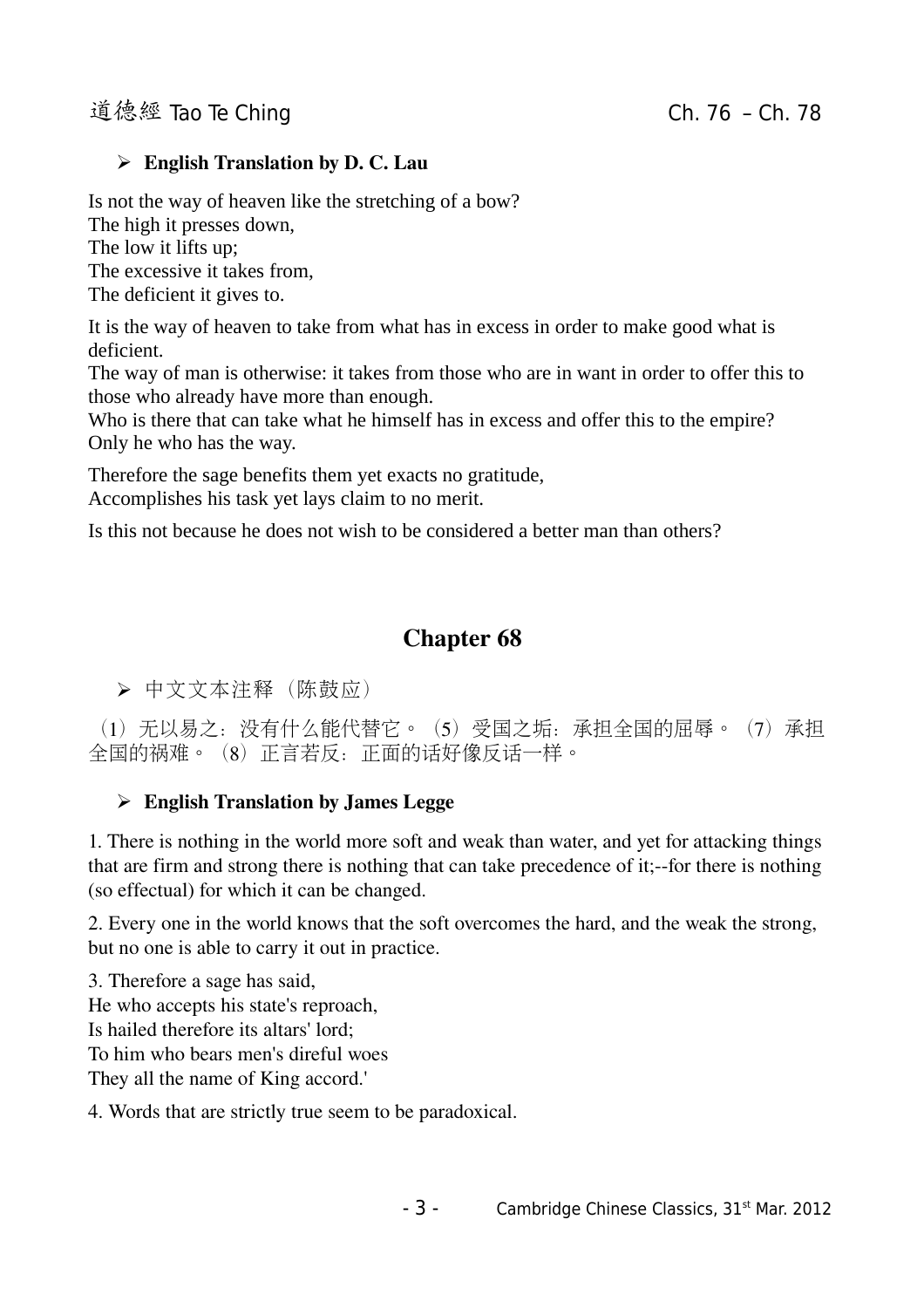- **English Translation by D. C. Lau**

Is not the way of heaven like the stretching of a bow?
The high it presses down,
The low it lifts up;
The excessive it takes from,
The deficient it gives to.

It is the way of heaven to take from what has in excess in order to make good what is deficient.
The way of man is otherwise: it takes from those who are in want in order to offer this to those who already have more than enough.
Who is there that can take what he himself has in excess and offer this to the empire?
Only he who has the way.

Therefore the sage benefits them yet exacts no gratitude,
Accomplishes his task yet lays claim to no merit.

Is this not because he does not wish to be considered a better man than others?

## Chapter 68

- 中文文本注释（陈鼓应）

（1）无以易之：没有什么能代替它。（5）受国之垢：承担全国的屈辱。（7）承担全国的祸难。（8）正言若反：正面的话好像反话一样。

- **English Translation by James Legge**

1. There is nothing in the world more soft and weak than water, and yet for attacking things that are firm and strong there is nothing that can take precedence of it;--for there is nothing (so effectual) for which it can be changed.

2. Every one in the world knows that the soft overcomes the hard, and the weak the strong, but no one is able to carry it out in practice.

3. Therefore a sage has said,
He who accepts his state's reproach,
Is hailed therefore its altars' lord;
To him who bears men's direful woes
They all the name of King accord.'

4. Words that are strictly true seem to be paradoxical.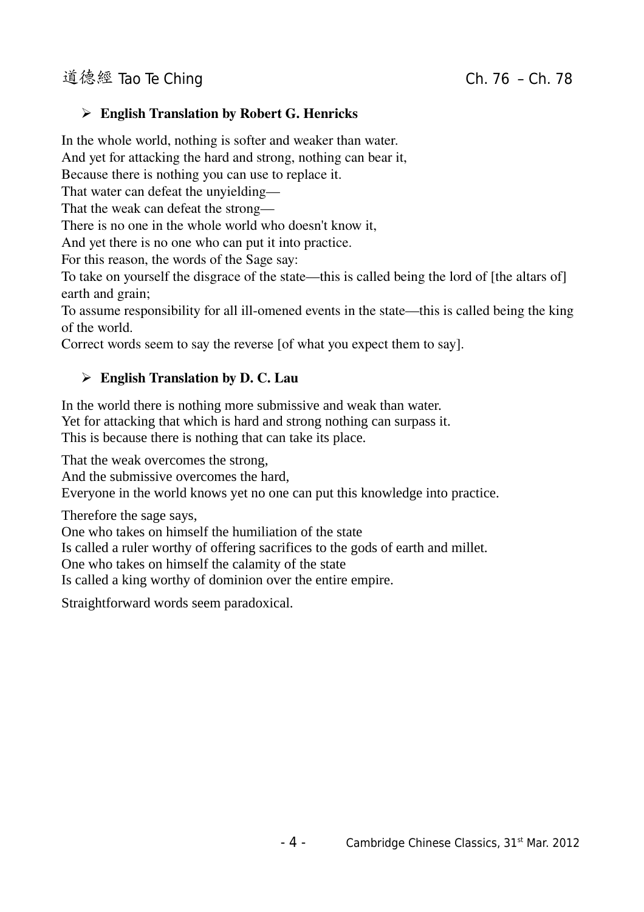- **English Translation by Robert G. Henricks**

In the whole world, nothing is softer and weaker than water.
And yet for attacking the hard and strong, nothing can bear it,
Because there is nothing you can use to replace it.
That water can defeat the unyielding—
That the weak can defeat the strong—
There is no one in the whole world who doesn't know it,
And yet there is no one who can put it into practice.
For this reason, the words of the Sage say:
To take on yourself the disgrace of the state—this is called being the lord of [the altars of] earth and grain;
To assume responsibility for all ill-omened events in the state—this is called being the king of the world.
Correct words seem to say the reverse [of what you expect them to say].

- **English Translation by D. C. Lau**

In the world there is nothing more submissive and weak than water.
Yet for attacking that which is hard and strong nothing can surpass it.
This is because there is nothing that can take its place.

That the weak overcomes the strong,
And the submissive overcomes the hard,
Everyone in the world knows yet no one can put this knowledge into practice.

Therefore the sage says,
One who takes on himself the humiliation of the state
Is called a ruler worthy of offering sacrifices to the gods of earth and millet.
One who takes on himself the calamity of the state
Is called a king worthy of dominion over the entire empire.

Straightforward words seem paradoxical.